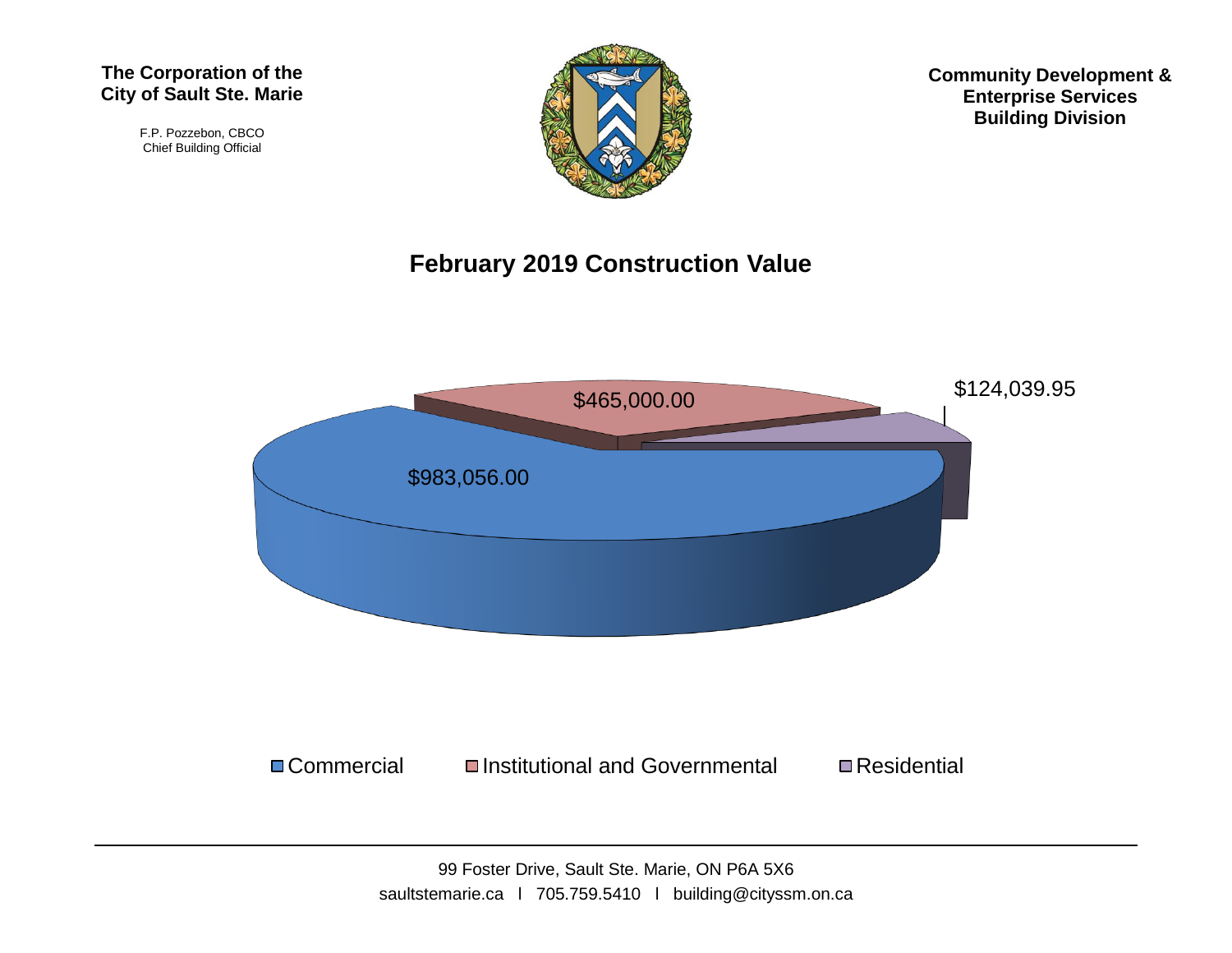**The Corporation of the City of Sault Ste. Marie**

F.P. Pozzebon, CBCO
Chief Building Official

**Community Development & Enterprise Services Building Division**

# February 2019 Construction Value

$124,039.95

$465,000.00

$983,056.00

Commercial

Institutional and Governmental

Residential

99 Foster Drive, Sault Ste. Marie, ON P6A 5X6
saultstemarie.ca l 705.759.5410 l building@cityssm.on.ca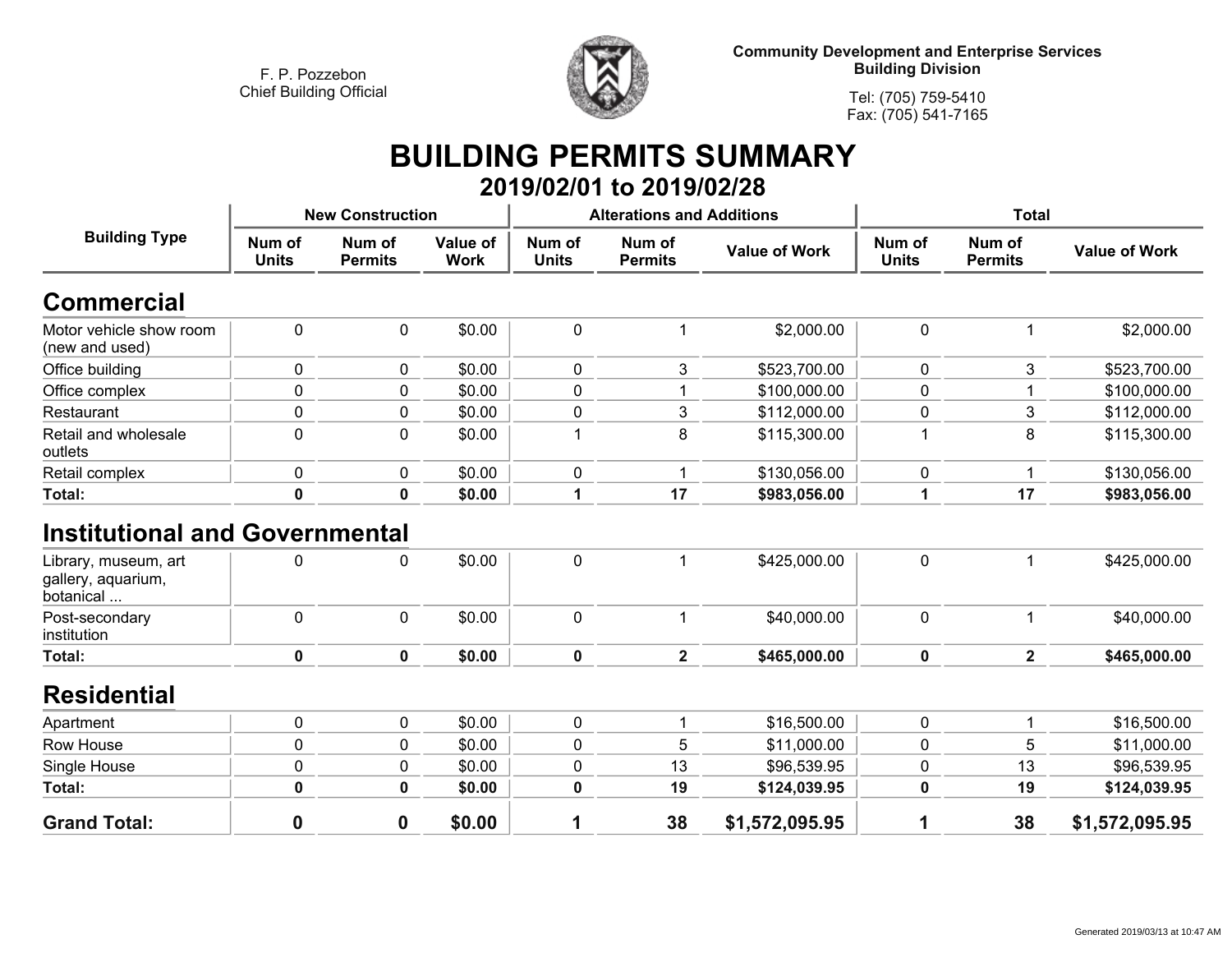F. P. Pozzebon
Chief Building Official

**Community Development and Enterprise Services**
**Building Division**

Tel: (705) 759-5410
Fax: (705) 541-7165

# BUILDING PERMITS SUMMARY

## 2019/02/01 to 2019/02/28

| Building Type | New Construction | | | Alterations and Additions | | | Total | | |
|---|---|---|---|---|---|---|---|---|---|
| | Num of Units | Num of Permits | Value of Work | Num of Units | Num of Permits | Value of Work | Num of Units | Num of Permits | Value of Work |
| **Commercial** | | | | | | | | | |
| Motor vehicle show room (new and used) | 0 | 0 | $0.00 | 0 | 1 | $2,000.00 | 0 | 1 | $2,000.00 |
| Office building | 0 | 0 | $0.00 | 0 | 3 | $523,700.00 | 0 | 3 | $523,700.00 |
| Office complex | 0 | 0 | $0.00 | 0 | 1 | $100,000.00 | 0 | 1 | $100,000.00 |
| Restaurant | 0 | 0 | $0.00 | 0 | 3 | $112,000.00 | 0 | 3 | $112,000.00 |
| Retail and wholesale outlets | 0 | 0 | $0.00 | 1 | 8 | $115,300.00 | 1 | 8 | $115,300.00 |
| Retail complex | 0 | 0 | $0.00 | 0 | 1 | $130,056.00 | 0 | 1 | $130,056.00 |
| **Total:** | **0** | **0** | **$0.00** | **1** | **17** | **$983,056.00** | **1** | **17** | **$983,056.00** |
| **Institutional and Governmental** | | | | | | | | | |
| Library, museum, art gallery, aquarium, botanical ... | 0 | 0 | $0.00 | 0 | 1 | $425,000.00 | 0 | 1 | $425,000.00 |
| Post-secondary institution | 0 | 0 | $0.00 | 0 | 1 | $40,000.00 | 0 | 1 | $40,000.00 |
| **Total:** | **0** | **0** | **$0.00** | **0** | **2** | **$465,000.00** | **0** | **2** | **$465,000.00** |
| **Residential** | | | | | | | | | |
| Apartment | 0 | 0 | $0.00 | 0 | 1 | $16,500.00 | 0 | 1 | $16,500.00 |
| Row House | 0 | 0 | $0.00 | 0 | 5 | $11,000.00 | 0 | 5 | $11,000.00 |
| Single House | 0 | 0 | $0.00 | 0 | 13 | $96,539.95 | 0 | 13 | $96,539.95 |
| **Total:** | **0** | **0** | **$0.00** | **0** | **19** | **$124,039.95** | **0** | **19** | **$124,039.95** |
| **Grand Total:** | **0** | **0** | **$0.00** | **1** | **38** | **$1,572,095.95** | **1** | **38** | **$1,572,095.95** |

Generated 2019/03/13 at 10:47 AM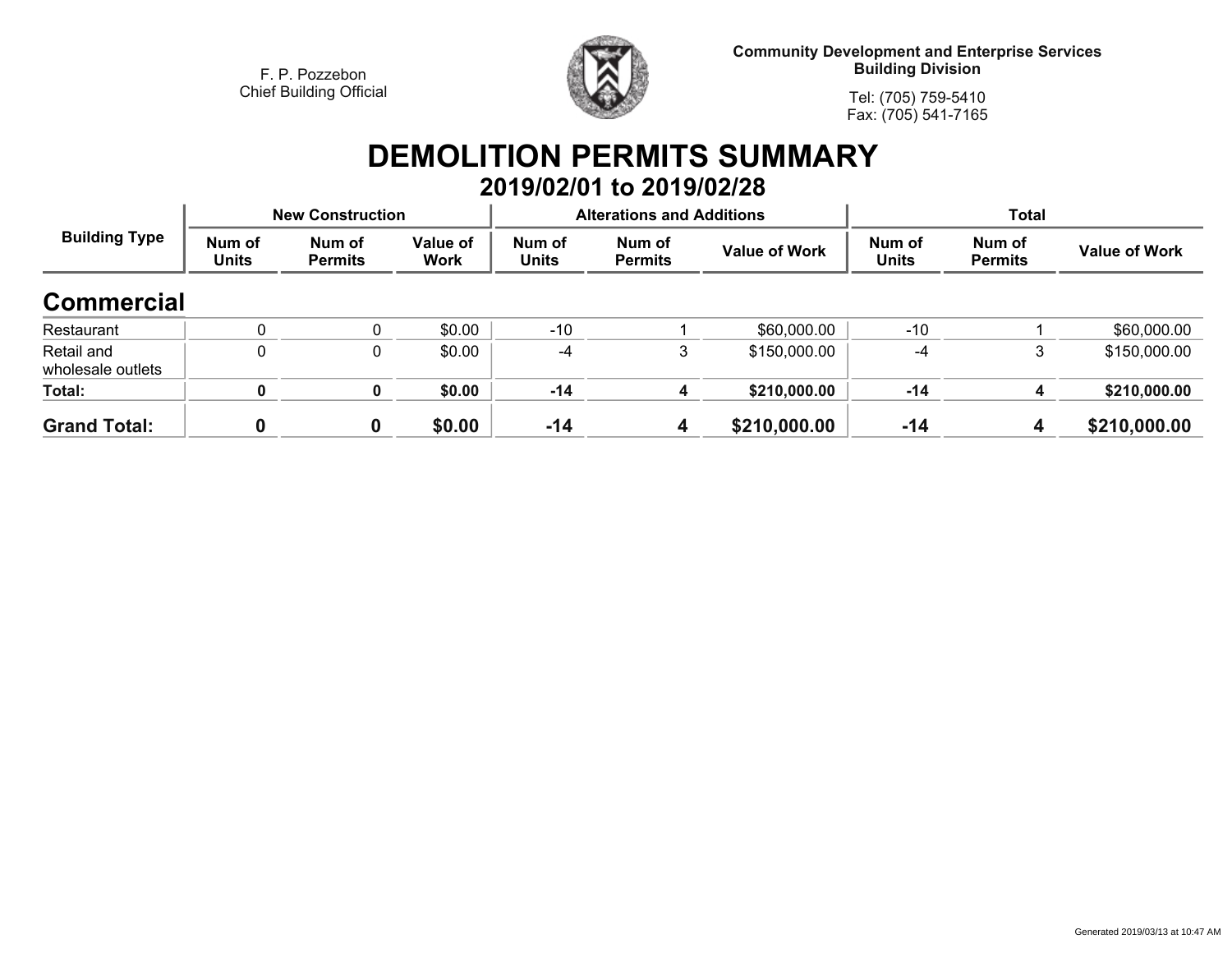F. P. Pozzebon
Chief Building Official

**Community Development and Enterprise Services**
**Building Division**

Tel: (705) 759-5410
Fax: (705) 541-7165

# DEMOLITION PERMITS SUMMARY
## 2019/02/01 to 2019/02/28

| Building Type | New Construction | | | Alterations and Additions | | | Total | | |
|---|---|---|---|---|---|---|---|---|---|
| | Num of Units | Num of Permits | Value of Work | Num of Units | Num of Permits | Value of Work | Num of Units | Num of Permits | Value of Work |
| **Commercial** | | | | | | | | | |
| Restaurant | 0 | 0 | $0.00 | -10 | 1 | $60,000.00 | -10 | 1 | $60,000.00 |
| Retail and wholesale outlets | 0 | 0 | $0.00 | -4 | 3 | $150,000.00 | -4 | 3 | $150,000.00 |
| **Total:** | **0** | **0** | **$0.00** | **-14** | **4** | **$210,000.00** | **-14** | **4** | **$210,000.00** |
| **Grand Total:** | **0** | **0** | **$0.00** | **-14** | **4** | **$210,000.00** | **-14** | **4** | **$210,000.00** |

Generated 2019/03/13 at 10:47 AM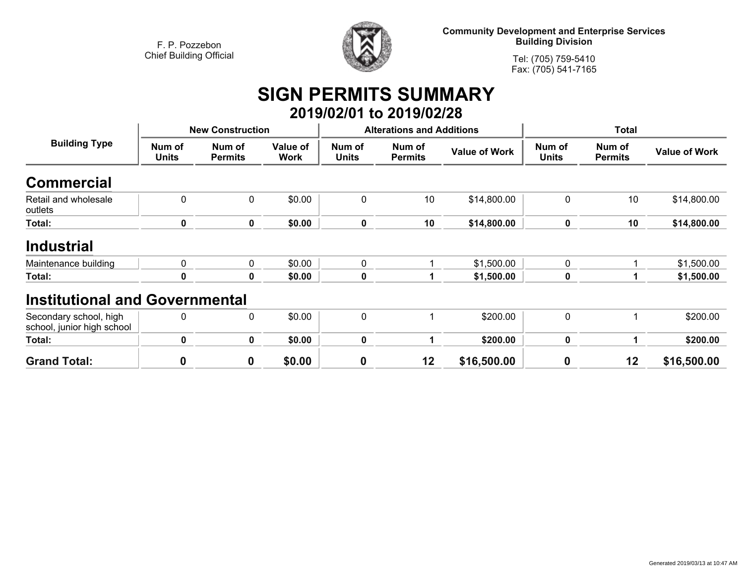F. P. Pozzebon
Chief Building Official

**Community Development and Enterprise Services**
**Building Division**

Tel: (705) 759-5410
Fax: (705) 541-7165

# SIGN PERMITS SUMMARY

## 2019/02/01 to 2019/02/28

| Building Type | New Construction | | | Alterations and Additions | | | Total | | |
|---|---|---|---|---|---|---|---|---|---|
| | Num of Units | Num of Permits | Value of Work | Num of Units | Num of Permits | Value of Work | Num of Units | Num of Permits | Value of Work |
| **Commercial** | | | | | | | | | |
| Retail and wholesale outlets | 0 | 0 | $0.00 | 0 | 10 | $14,800.00 | 0 | 10 | $14,800.00 |
| **Total:** | **0** | **0** | **$0.00** | **0** | **10** | **$14,800.00** | **0** | **10** | **$14,800.00** |
| **Industrial** | | | | | | | | | |
| Maintenance building | 0 | 0 | $0.00 | 0 | 1 | $1,500.00 | 0 | 1 | $1,500.00 |
| **Total:** | **0** | **0** | **$0.00** | **0** | **1** | **$1,500.00** | **0** | **1** | **$1,500.00** |
| **Institutional and Governmental** | | | | | | | | | |
| Secondary school, high school, junior high school | 0 | 0 | $0.00 | 0 | 1 | $200.00 | 0 | 1 | $200.00 |
| **Total:** | **0** | **0** | **$0.00** | **0** | **1** | **$200.00** | **0** | **1** | **$200.00** |
| **Grand Total:** | **0** | **0** | **$0.00** | **0** | **12** | **$16,500.00** | **0** | **12** | **$16,500.00** |

Generated 2019/03/13 at 10:47 AM